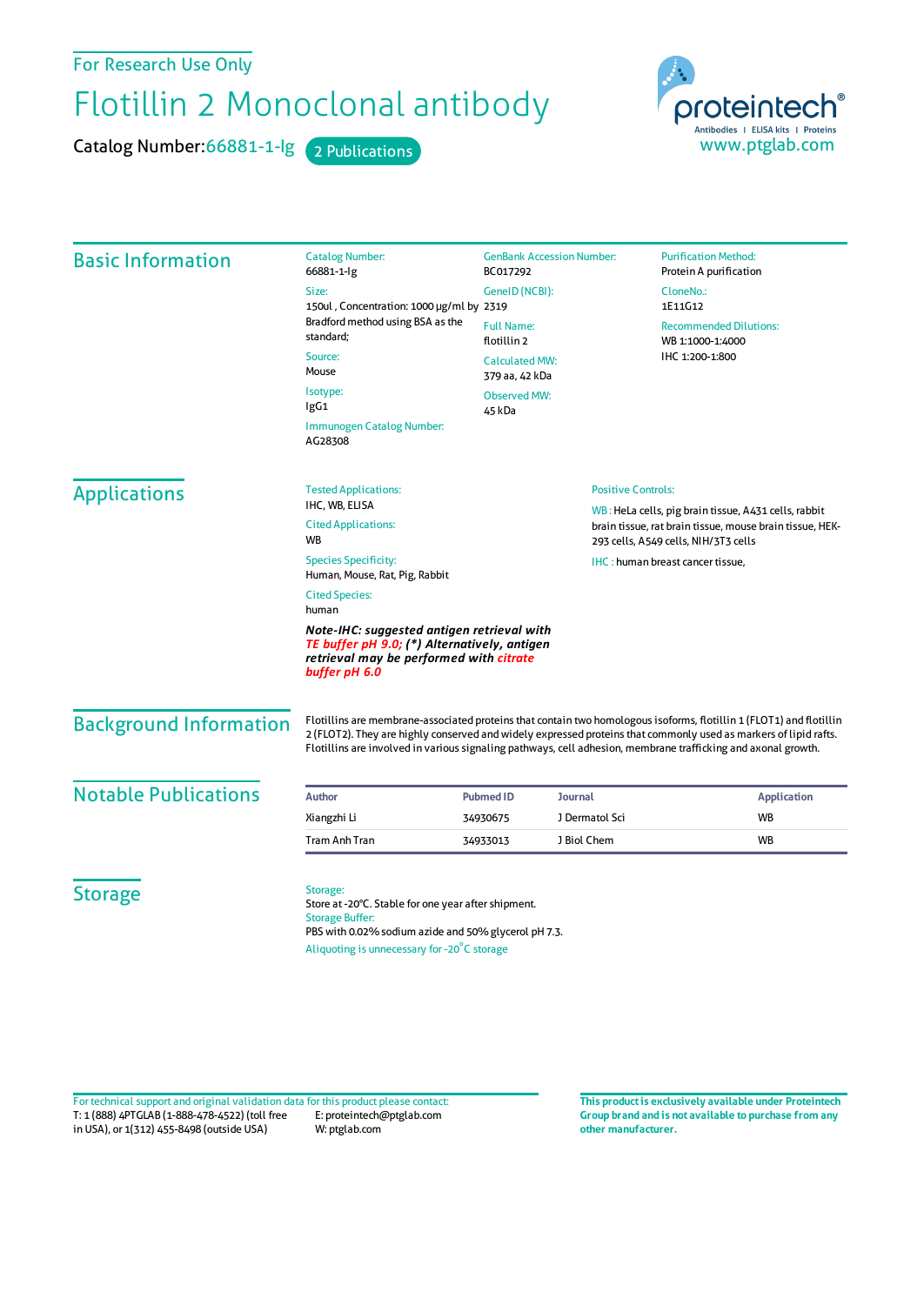For Research Use Only

# Flotillin 2 Monoclonal antibody

Catalog Number: 66881-1-Ig   2 Publications

proteintech® Antibodies | ELISA kits | Proteins
www.ptglab.com

## Basic Information

Catalog Number:
66881-1-Ig

Size:
150ul , Concentration: 1000 μg/ml by Bradford method using BSA as the standard;

Source:
Mouse

Isotype:
IgG1

Immunogen Catalog Number:
AG28308

GenBank Accession Number:
BC017292

GeneID (NCBI):
2319

Full Name:
flotillin 2

Calculated MW:
379 aa, 42 kDa

Observed MW:
45 kDa

Purification Method:
Protein A purification

CloneNo.:
1E11G12

Recommended Dilutions:
WB 1:1000-1:4000
IHC 1:200-1:800

## Applications

Tested Applications:
IHC, WB, ELISA

Cited Applications:
WB

Species Specificity:
Human, Mouse, Rat, Pig, Rabbit

Cited Species:
human

***Note-IHC: suggested antigen retrieval with TE buffer pH 9.0; (\*) Alternatively, antigen retrieval may be performed with citrate buffer pH 6.0***

Positive Controls:

WB : HeLa cells, pig brain tissue, A431 cells, rabbit brain tissue, rat brain tissue, mouse brain tissue, HEK-293 cells, A549 cells, NIH/3T3 cells

IHC : human breast cancer tissue,

## Background Information

Flotillins are membrane-associated proteins that contain two homologous isoforms, flotillin 1 (FLOT1) and flotillin 2 (FLOT2). They are highly conserved and widely expressed proteins that commonly used as markers of lipid rafts. Flotillins are involved in various signaling pathways, cell adhesion, membrane trafficking and axonal growth.

## Notable Publications

| Author | Pubmed ID | Journal | Application |
|---|---|---|---|
| Xiangzhi Li | 34930675 | J Dermatol Sci | WB |
| Tram Anh Tran | 34933013 | J Biol Chem | WB |

## Storage

Storage:
Store at -20°C. Stable for one year after shipment.

Storage Buffer:
PBS with 0.02% sodium azide and 50% glycerol pH 7.3.

Aliquoting is unnecessary for -20°C storage

For technical support and original validation data for this product please contact:
T: 1 (888) 4PTGLAB (1-888-478-4522) (toll free in USA), or 1(312) 455-8498 (outside USA)
E: proteintech@ptglab.com
W: ptglab.com

**This product is exclusively available under Proteintech Group brand and is not available to purchase from any other manufacturer.**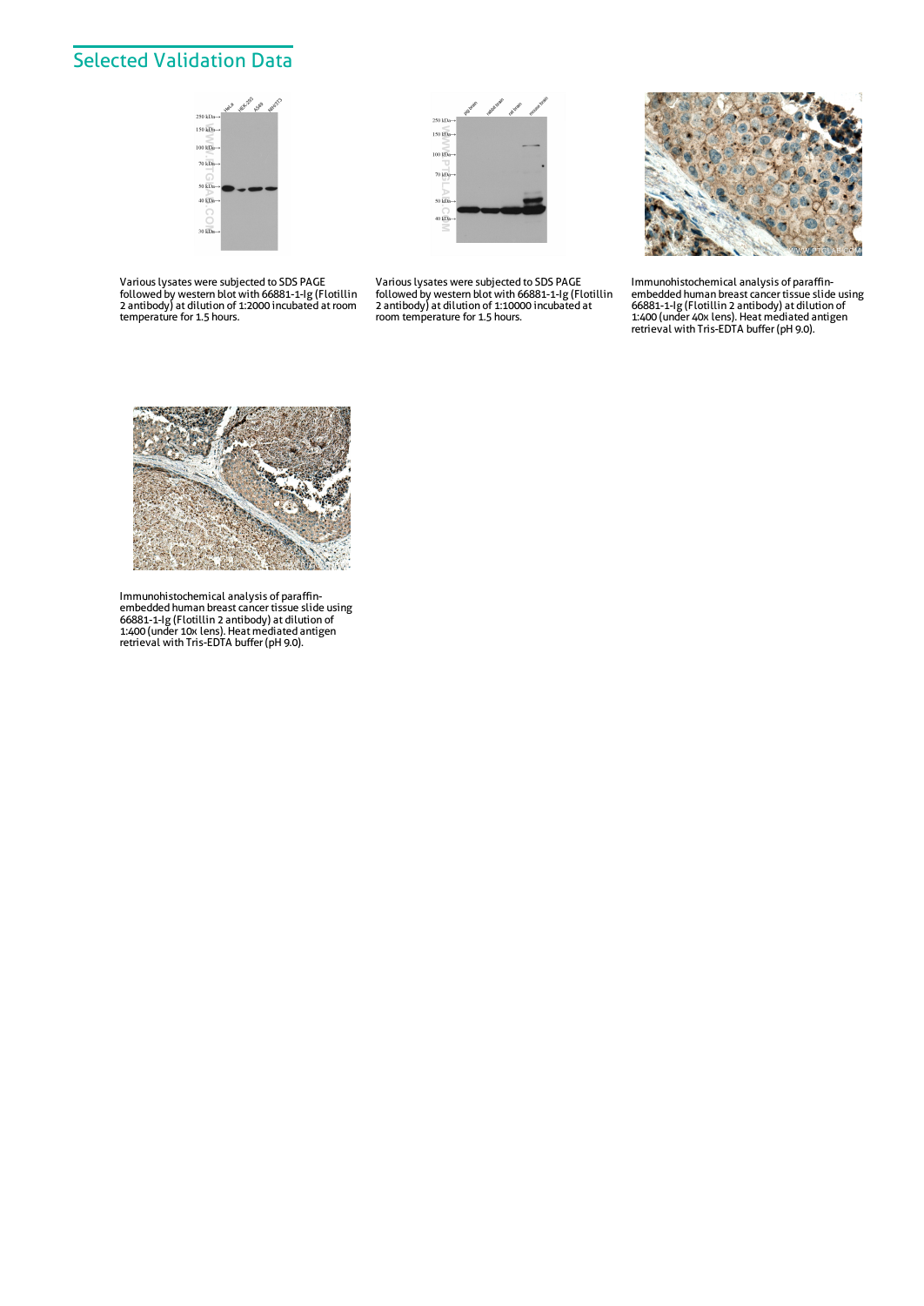## Selected Validation Data

Various lysates were subjected to SDS PAGE followed by western blot with 66881-1-Ig (Flotillin 2 antibody) at dilution of 1:2000 incubated at room temperature for 1.5 hours.

Various lysates were subjected to SDS PAGE followed by western blot with 66881-1-Ig (Flotillin 2 antibody) at dilution of 1:10000 incubated at room temperature for 1.5 hours.

Immunohistochemical analysis of paraffin-embedded human breast cancer tissue slide using 66881-1-Ig (Flotillin 2 antibody) at dilution of 1:400 (under 40x lens). Heat mediated antigen retrieval with Tris-EDTA buffer (pH 9.0).

Immunohistochemical analysis of paraffin-embedded human breast cancer tissue slide using 66881-1-Ig (Flotillin 2 antibody) at dilution of 1:400 (under 10x lens). Heat mediated antigen retrieval with Tris-EDTA buffer (pH 9.0).